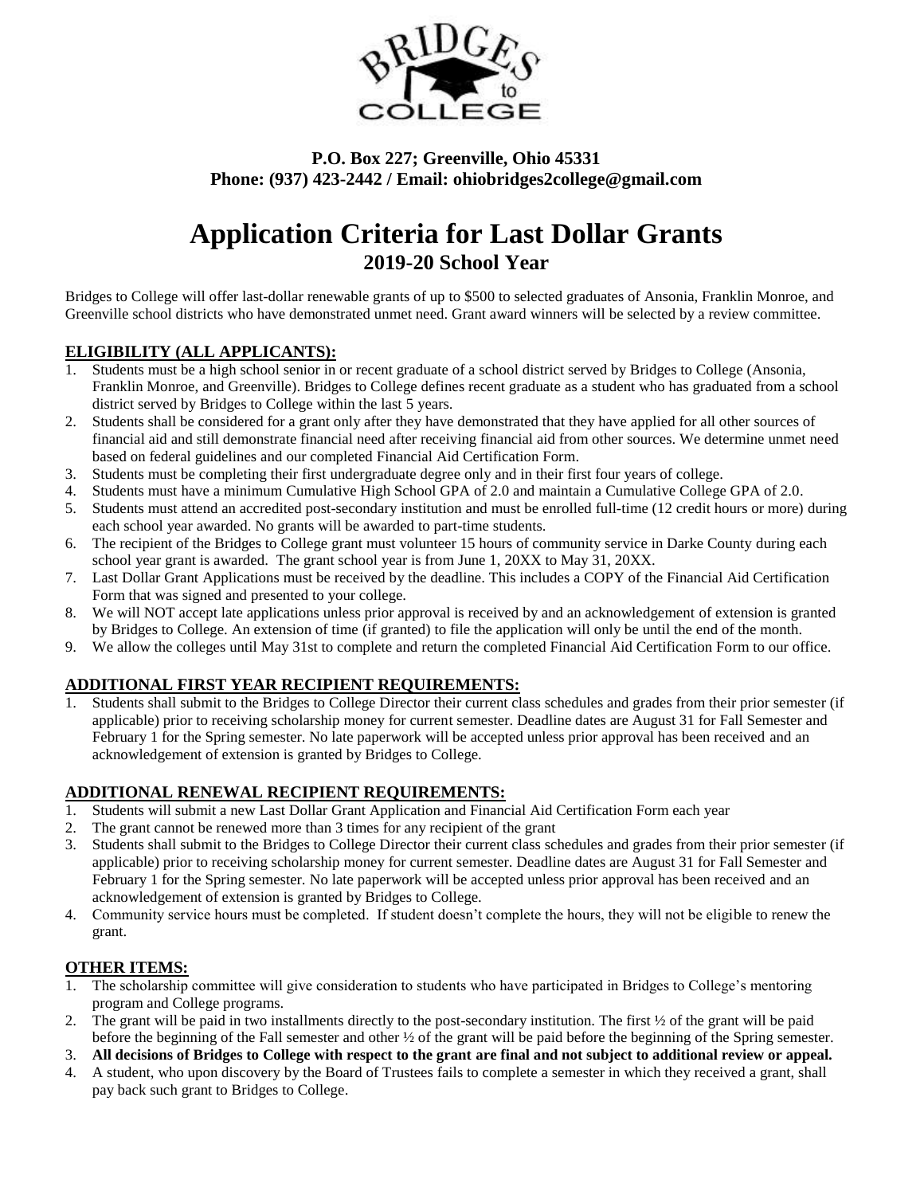**P.O. Box 227; Greenville, Ohio 45331**
**Phone: (937) 423-2442 / Email: ohiobridges2college@gmail.com**

# Application Criteria for Last Dollar Grants

## 2019-20 School Year

Bridges to College will offer last-dollar renewable grants of up to $500 to selected graduates of Ansonia, Franklin Monroe, and Greenville school districts who have demonstrated unmet need. Grant award winners will be selected by a review committee.

### ELIGIBILITY (ALL APPLICANTS):

1. Students must be a high school senior in or recent graduate of a school district served by Bridges to College (Ansonia, Franklin Monroe, and Greenville). Bridges to College defines recent graduate as a student who has graduated from a school district served by Bridges to College within the last 5 years.
2. Students shall be considered for a grant only after they have demonstrated that they have applied for all other sources of financial aid and still demonstrate financial need after receiving financial aid from other sources. We determine unmet need based on federal guidelines and our completed Financial Aid Certification Form.
3. Students must be completing their first undergraduate degree only and in their first four years of college.
4. Students must have a minimum Cumulative High School GPA of 2.0 and maintain a Cumulative College GPA of 2.0.
5. Students must attend an accredited post-secondary institution and must be enrolled full-time (12 credit hours or more) during each school year awarded. No grants will be awarded to part-time students.
6. The recipient of the Bridges to College grant must volunteer 15 hours of community service in Darke County during each school year grant is awarded. The grant school year is from June 1, 20XX to May 31, 20XX.
7. Last Dollar Grant Applications must be received by the deadline. This includes a COPY of the Financial Aid Certification Form that was signed and presented to your college.
8. We will NOT accept late applications unless prior approval is received by and an acknowledgement of extension is granted by Bridges to College. An extension of time (if granted) to file the application will only be until the end of the month.
9. We allow the colleges until May 31st to complete and return the completed Financial Aid Certification Form to our office.

### ADDITIONAL FIRST YEAR RECIPIENT REQUIREMENTS:

1. Students shall submit to the Bridges to College Director their current class schedules and grades from their prior semester (if applicable) prior to receiving scholarship money for current semester. Deadline dates are August 31 for Fall Semester and February 1 for the Spring semester. No late paperwork will be accepted unless prior approval has been received and an acknowledgement of extension is granted by Bridges to College.

### ADDITIONAL RENEWAL RECIPIENT REQUIREMENTS:

1. Students will submit a new Last Dollar Grant Application and Financial Aid Certification Form each year
2. The grant cannot be renewed more than 3 times for any recipient of the grant
3. Students shall submit to the Bridges to College Director their current class schedules and grades from their prior semester (if applicable) prior to receiving scholarship money for current semester. Deadline dates are August 31 for Fall Semester and February 1 for the Spring semester. No late paperwork will be accepted unless prior approval has been received and an acknowledgement of extension is granted by Bridges to College.
4. Community service hours must be completed. If student doesn't complete the hours, they will not be eligible to renew the grant.

### OTHER ITEMS:

1. The scholarship committee will give consideration to students who have participated in Bridges to College's mentoring program and College programs.
2. The grant will be paid in two installments directly to the post-secondary institution. The first ½ of the grant will be paid before the beginning of the Fall semester and other ½ of the grant will be paid before the beginning of the Spring semester.
3. **All decisions of Bridges to College with respect to the grant are final and not subject to additional review or appeal.**
4. A student, who upon discovery by the Board of Trustees fails to complete a semester in which they received a grant, shall pay back such grant to Bridges to College.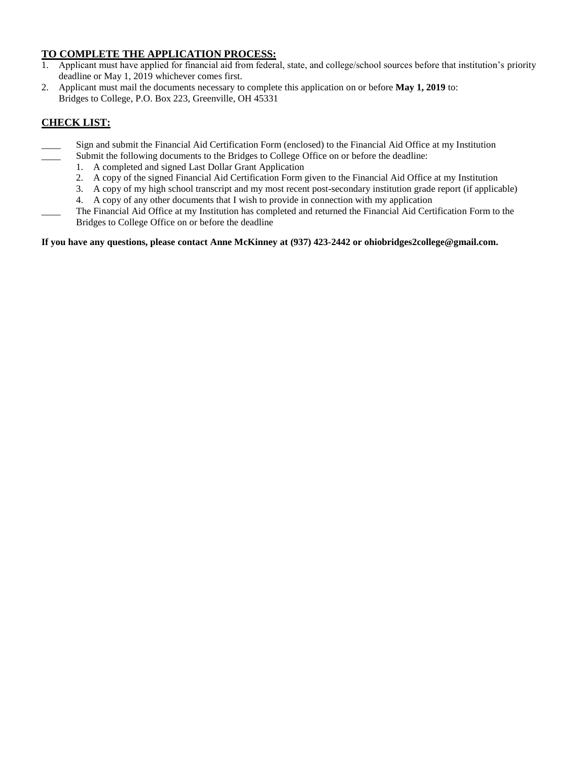## TO COMPLETE THE APPLICATION PROCESS:

1. Applicant must have applied for financial aid from federal, state, and college/school sources before that institution's priority deadline or May 1, 2019 whichever comes first.
2. Applicant must mail the documents necessary to complete this application on or before **May 1, 2019** to:
   Bridges to College, P.O. Box 223, Greenville, OH 45331

## CHECK LIST:

____ Sign and submit the Financial Aid Certification Form (enclosed) to the Financial Aid Office at my Institution

____ Submit the following documents to the Bridges to College Office on or before the deadline:

1. A completed and signed Last Dollar Grant Application
2. A copy of the signed Financial Aid Certification Form given to the Financial Aid Office at my Institution
3. A copy of my high school transcript and my most recent post-secondary institution grade report (if applicable)
4. A copy of any other documents that I wish to provide in connection with my application

____ The Financial Aid Office at my Institution has completed and returned the Financial Aid Certification Form to the Bridges to College Office on or before the deadline

**If you have any questions, please contact Anne McKinney at (937) 423-2442 or ohiobridges2college@gmail.com.**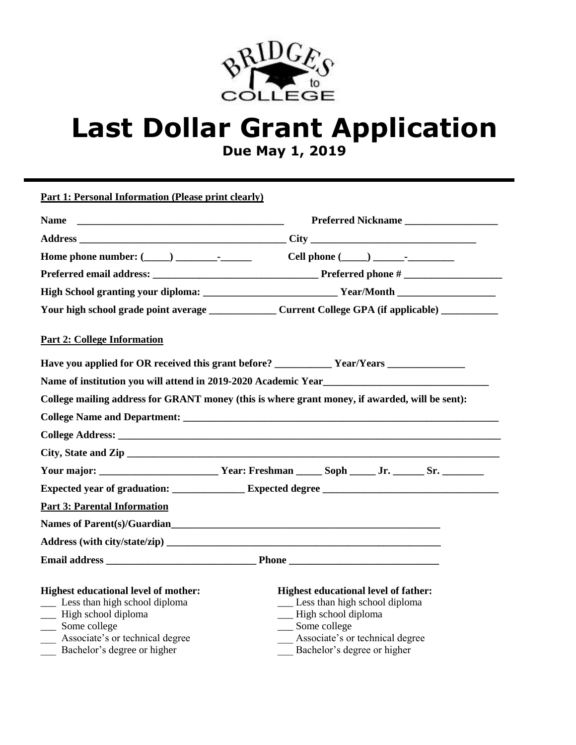BRIDGES to COLLEGE

# Last Dollar Grant Application

**Due May 1, 2019**

---

**Part 1: Personal Information (Please print clearly)**

**Name** ________________________________________ **Preferred Nickname** __________________

**Address** ________________________________________ **City** ________________________________

**Home phone number: (_____) ________-______** **Cell phone (_____) ______-_________**

**Preferred email address:** ________________________________ **Preferred phone #** ___________________

**High School granting your diploma:** __________________________ **Year/Month** ___________________

**Your high school grade point average** _____________ **Current College GPA (if applicable)** ___________

**Part 2: College Information**

**Have you applied for OR received this grant before?** ___________ **Year/Years** _______________

**Name of institution you will attend in 2019-2020 Academic Year**________________________________

**College mailing address for GRANT money (this is where grant money, if awarded, will be sent):**

**College Name and Department:** ________________________________________________________________

**College Address:** _____________________________________________________________________________

**City, State and Zip** ___________________________________________________________________________

**Your major:** _______________________ **Year: Freshman** _____ **Soph** _____ **Jr.** ______ **Sr.** ________

**Expected year of graduation:** ______________ **Expected degree** _________________________________

**Part 3: Parental Information**

**Names of Parent(s)/Guardian**_______________________________________________________

**Address (with city/state/zip)** _______________________________________________________

**Email address** ____________________________ **Phone** ____________________________

**Highest educational level of mother:**

___ Less than high school diploma
___ High school diploma
___ Some college
___ Associate's or technical degree
___ Bachelor's degree or higher

**Highest educational level of father:**

___ Less than high school diploma
___ High school diploma
___ Some college
___ Associate's or technical degree
___ Bachelor's degree or higher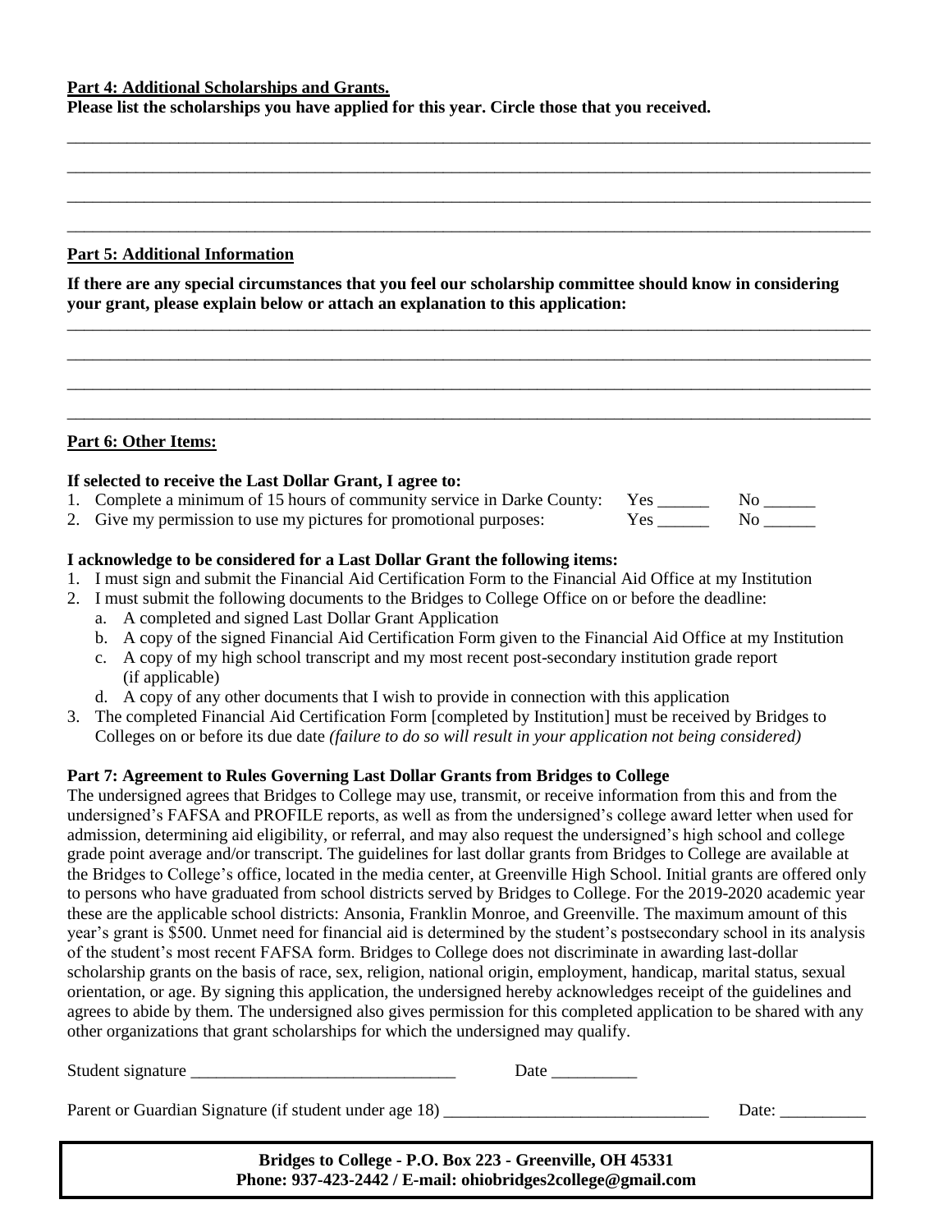**Part 4: Additional Scholarships and Grants.**

**Please list the scholarships you have applied for this year. Circle those that you received.**

_______________________________________________________________________________________

_______________________________________________________________________________________

_______________________________________________________________________________________

_______________________________________________________________________________________

**Part 5: Additional Information**

**If there are any special circumstances that you feel our scholarship committee should know in considering your grant, please explain below or attach an explanation to this application:**

_______________________________________________________________________________________

_______________________________________________________________________________________

_______________________________________________________________________________________

_______________________________________________________________________________________

**Part 6: Other Items:**

**If selected to receive the Last Dollar Grant, I agree to:**

1. Complete a minimum of 15 hours of community service in Darke County: Yes ______ No ______
2. Give my permission to use my pictures for promotional purposes: Yes ______ No ______

**I acknowledge to be considered for a Last Dollar Grant the following items:**

1. I must sign and submit the Financial Aid Certification Form to the Financial Aid Office at my Institution
2. I must submit the following documents to the Bridges to College Office on or before the deadline:
   a. A completed and signed Last Dollar Grant Application
   b. A copy of the signed Financial Aid Certification Form given to the Financial Aid Office at my Institution
   c. A copy of my high school transcript and my most recent post-secondary institution grade report (if applicable)
   d. A copy of any other documents that I wish to provide in connection with this application
3. The completed Financial Aid Certification Form [completed by Institution] must be received by Bridges to Colleges on or before its due date *(failure to do so will result in your application not being considered)*

**Part 7: Agreement to Rules Governing Last Dollar Grants from Bridges to College**

The undersigned agrees that Bridges to College may use, transmit, or receive information from this and from the undersigned's FAFSA and PROFILE reports, as well as from the undersigned's college award letter when used for admission, determining aid eligibility, or referral, and may also request the undersigned's high school and college grade point average and/or transcript. The guidelines for last dollar grants from Bridges to College are available at the Bridges to College's office, located in the media center, at Greenville High School. Initial grants are offered only to persons who have graduated from school districts served by Bridges to College. For the 2019-2020 academic year these are the applicable school districts: Ansonia, Franklin Monroe, and Greenville. The maximum amount of this year's grant is $500. Unmet need for financial aid is determined by the student's postsecondary school in its analysis of the student's most recent FAFSA form. Bridges to College does not discriminate in awarding last-dollar scholarship grants on the basis of race, sex, religion, national origin, employment, handicap, marital status, sexual orientation, or age. By signing this application, the undersigned hereby acknowledges receipt of the guidelines and agrees to abide by them. The undersigned also gives permission for this completed application to be shared with any other organizations that grant scholarships for which the undersigned may qualify.

Student signature _______________________________ Date __________

Parent or Guardian Signature (if student under age 18) _______________________________ Date: __________

**Bridges to College - P.O. Box 223 - Greenville, OH 45331**
**Phone: 937-423-2442 / E-mail: ohiobridges2college@gmail.com**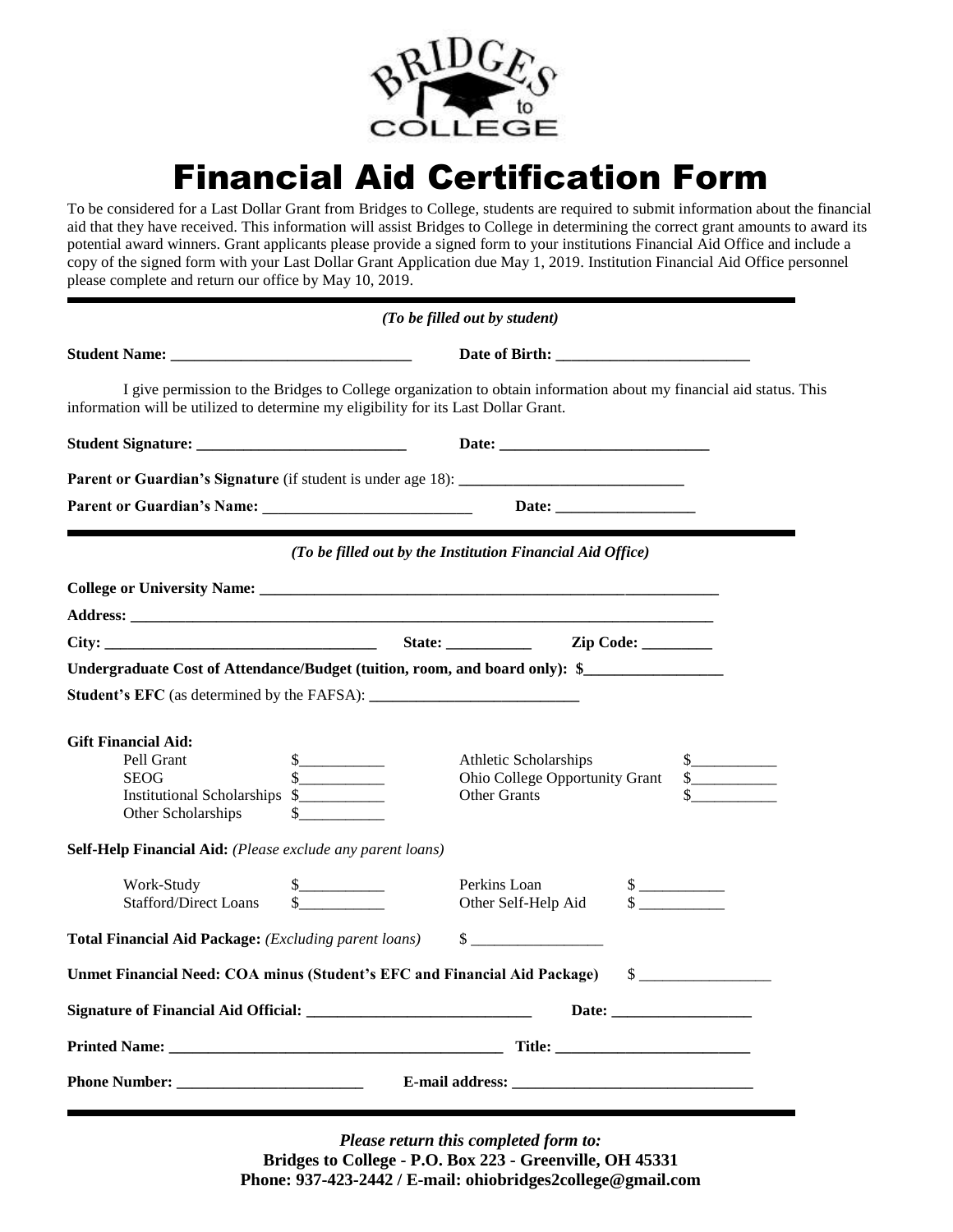# Financial Aid Certification Form

To be considered for a Last Dollar Grant from Bridges to College, students are required to submit information about the financial aid that they have received. This information will assist Bridges to College in determining the correct grant amounts to award its potential award winners. Grant applicants please provide a signed form to your institutions Financial Aid Office and include a copy of the signed form with your Last Dollar Grant Application due May 1, 2019. Institution Financial Aid Office personnel please complete and return our office by May 10, 2019.

*(To be filled out by student)*

**Student Name:** _______________________________ **Date of Birth:** _________________________

I give permission to the Bridges to College organization to obtain information about my financial aid status. This information will be utilized to determine my eligibility for its Last Dollar Grant.

**Student Signature:** ___________________________ **Date:** ____________________________

**Parent or Guardian's Signature** (if student is under age 18): _____________________________

**Parent or Guardian's Name:** ___________________________ **Date:** __________________

*(To be filled out by the Institution Financial Aid Office)*

**College or University Name:** _____________________________________________________________

**Address:** _________________________________________________________________________

**City:** ___________________________________ **State:** ___________ **Zip Code:** _________

**Undergraduate Cost of Attendance/Budget (tuition, room, and board only): $**__________________

**Student's EFC** (as determined by the FAFSA): ___________________________

**Gift Financial Aid:**

| | | | |
|---|---|---|---|
| Pell Grant | $___________ | Athletic Scholarships | $___________ |
| SEOG | $___________ | Ohio College Opportunity Grant | $___________ |
| Institutional Scholarships | $___________ | Other Grants | $___________ |
| Other Scholarships | $___________ | | |

**Self-Help Financial Aid:** *(Please exclude any parent loans)*

| | | | |
|---|---|---|---|
| Work-Study | $___________ | Perkins Loan | $ ___________ |
| Stafford/Direct Loans | $___________ | Other Self-Help Aid | $ ___________ |

**Total Financial Aid Package:** *(Excluding parent loans)* $ _________________

**Unmet Financial Need: COA minus (Student's EFC and Financial Aid Package)** $ _________________

**Signature of Financial Aid Official:** _____________________________ **Date:** __________________

**Printed Name:** ____________________________________________ **Title:** _________________________

**Phone Number:** ________________________ **E-mail address:** _______________________________

*Please return this completed form to:*

**Bridges to College - P.O. Box 223 - Greenville, OH 45331**

**Phone: 937-423-2442 / E-mail: ohiobridges2college@gmail.com**